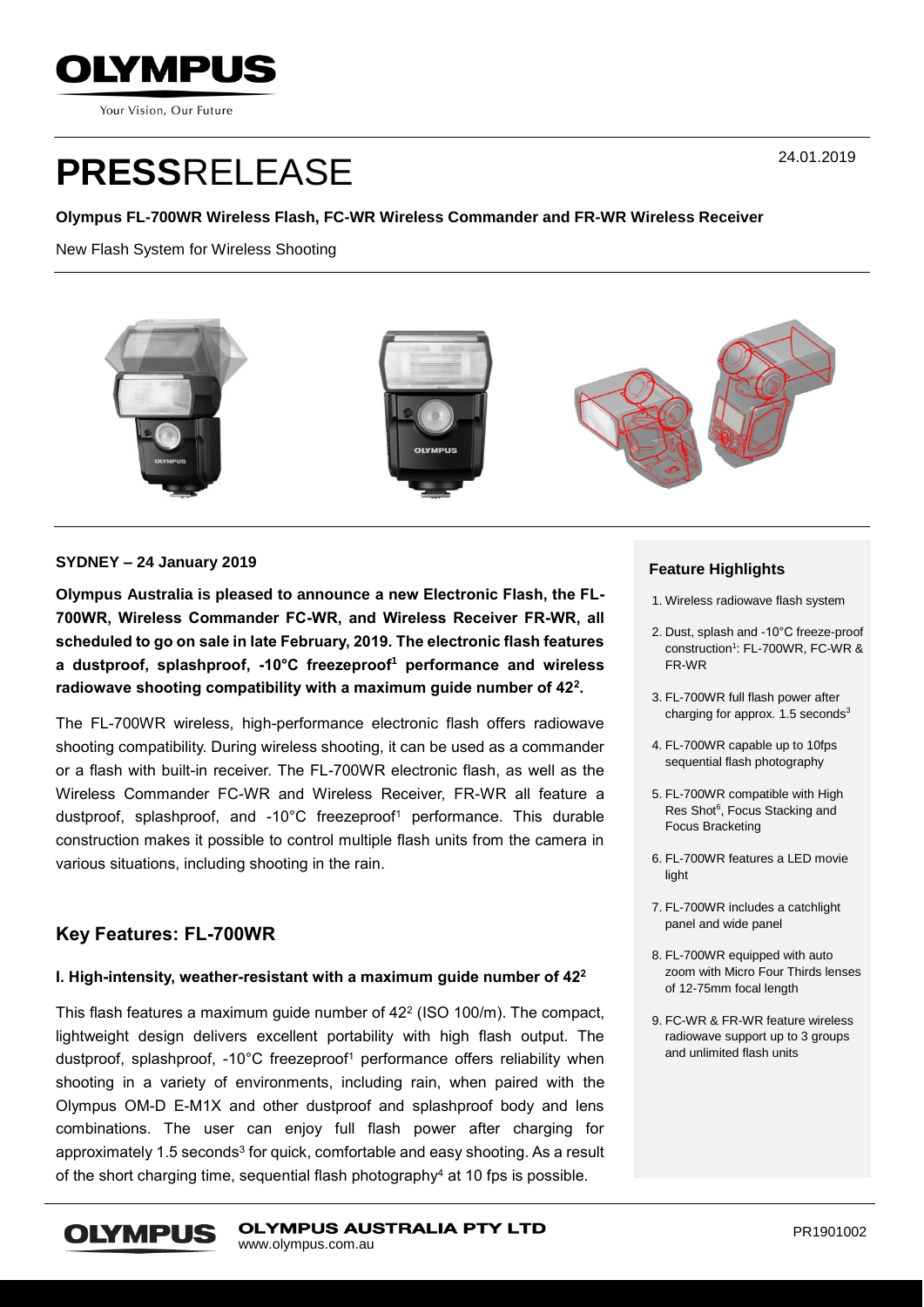# PRESSRELEASE

24.01.2019

**Olympus FL-700WR Wireless Flash, FC-WR Wireless Commander and FR-WR Wireless Receiver**

New Flash System for Wireless Shooting

**SYDNEY – 24 January 2019**

**Olympus Australia is pleased to announce a new Electronic Flash, the FL-700WR, Wireless Commander FC-WR, and Wireless Receiver FR-WR, all scheduled to go on sale in late February, 2019. The electronic flash features a dustproof, splashproof, -10°C freezeproof[1] performance and wireless radiowave shooting compatibility with a maximum guide number of 42[2].**

The FL-700WR wireless, high-performance electronic flash offers radiowave shooting compatibility. During wireless shooting, it can be used as a commander or a flash with built-in receiver. The FL-700WR electronic flash, as well as the Wireless Commander FC-WR and Wireless Receiver, FR-WR all feature a dustproof, splashproof, and -10°C freezeproof[1] performance. This durable construction makes it possible to control multiple flash units from the camera in various situations, including shooting in the rain.

## Key Features: FL-700WR

### I. High-intensity, weather-resistant with a maximum guide number of 42[2]

This flash features a maximum guide number of 42[2] (ISO 100/m). The compact, lightweight design delivers excellent portability with high flash output. The dustproof, splashproof, -10°C freezeproof[1] performance offers reliability when shooting in a variety of environments, including rain, when paired with the Olympus OM-D E-M1X and other dustproof and splashproof body and lens combinations. The user can enjoy full flash power after charging for approximately 1.5 seconds[3] for quick, comfortable and easy shooting. As a result of the short charging time, sequential flash photography[4] at 10 fps is possible.

**Feature Highlights**

1. Wireless radiowave flash system
2. Dust, splash and -10°C freeze-proof construction[1]: FL-700WR, FC-WR & FR-WR
3. FL-700WR full flash power after charging for approx. 1.5 seconds[3]
4. FL-700WR capable up to 10fps sequential flash photography
5. FL-700WR compatible with High Res Shot[5], Focus Stacking and Focus Bracketing
6. FL-700WR features a LED movie light
7. FL-700WR includes a catchlight panel and wide panel
8. FL-700WR equipped with auto zoom with Micro Four Thirds lenses of 12-75mm focal length
9. FC-WR & FR-WR feature wireless radiowave support up to 3 groups and unlimited flash units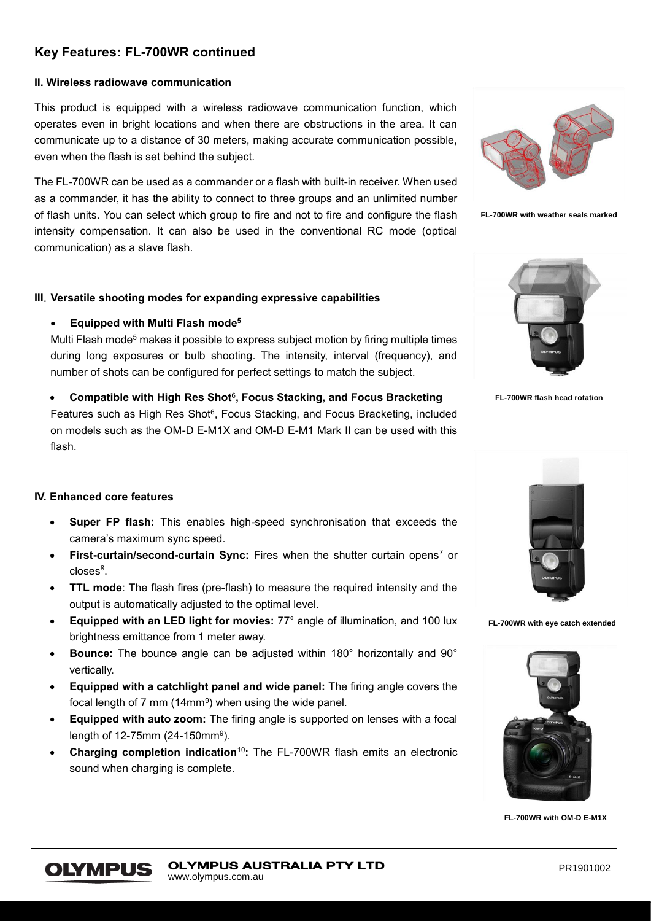## Key Features: FL-700WR continued

### II. Wireless radiowave communication

This product is equipped with a wireless radiowave communication function, which operates even in bright locations and when there are obstructions in the area. It can communicate up to a distance of 30 meters, making accurate communication possible, even when the flash is set behind the subject.

The FL-700WR can be used as a commander or a flash with built-in receiver. When used as a commander, it has the ability to connect to three groups and an unlimited number of flash units. You can select which group to fire and not to fire and configure the flash intensity compensation. It can also be used in the conventional RC mode (optical communication) as a slave flash.

FL-700WR with weather seals marked

### III. Versatile shooting modes for expanding expressive capabilities

- **Equipped with Multi Flash mode[5]**

Multi Flash mode[5] makes it possible to express subject motion by firing multiple times during long exposures or bulb shooting. The intensity, interval (frequency), and number of shots can be configured for perfect settings to match the subject.

- **Compatible with High Res Shot[6], Focus Stacking, and Focus Bracketing**

Features such as High Res Shot[6], Focus Stacking, and Focus Bracketing, included on models such as the OM-D E-M1X and OM-D E-M1 Mark II can be used with this flash.

FL-700WR flash head rotation

### IV. Enhanced core features

- **Super FP flash:** This enables high-speed synchronisation that exceeds the camera's maximum sync speed.
- **First-curtain/second-curtain Sync:** Fires when the shutter curtain opens[7] or closes[8].
- **TTL mode**: The flash fires (pre-flash) to measure the required intensity and the output is automatically adjusted to the optimal level.
- **Equipped with an LED light for movies:** 77° angle of illumination, and 100 lux brightness emittance from 1 meter away.
- **Bounce:** The bounce angle can be adjusted within 180° horizontally and 90° vertically.
- **Equipped with a catchlight panel and wide panel:** The firing angle covers the focal length of 7 mm (14mm[9]) when using the wide panel.
- **Equipped with auto zoom:** The firing angle is supported on lenses with a focal length of 12-75mm (24-150mm[9]).
- **Charging completion indication[10]:** The FL-700WR flash emits an electronic sound when charging is complete.

FL-700WR with eye catch extended

FL-700WR with OM-D E-M1X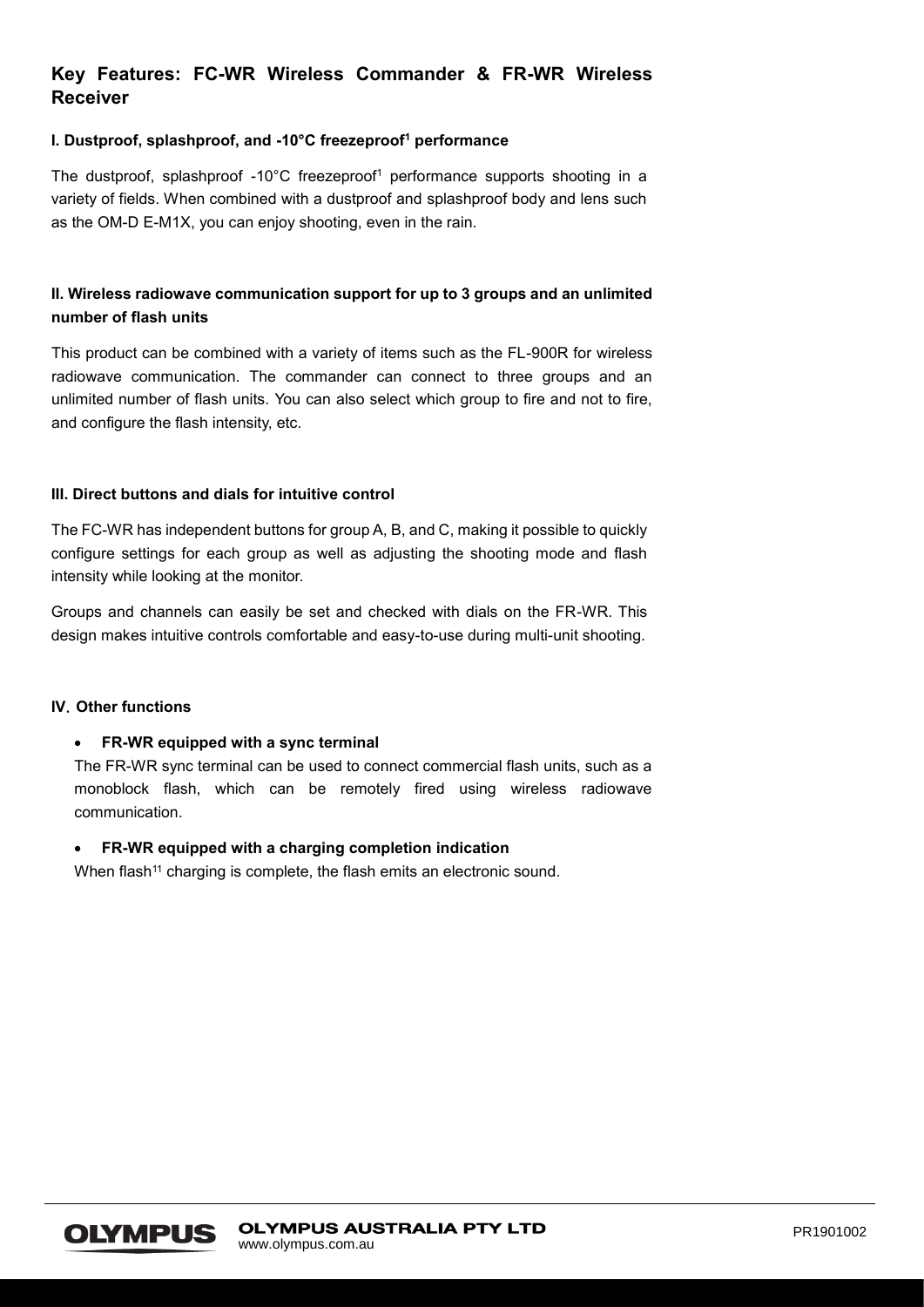## Key Features: FC-WR Wireless Commander & FR-WR Wireless Receiver

### I. Dustproof, splashproof, and -10°C freezeproof[1] performance

The dustproof, splashproof -10°C freezeproof[1] performance supports shooting in a variety of fields. When combined with a dustproof and splashproof body and lens such as the OM-D E-M1X, you can enjoy shooting, even in the rain.

### II. Wireless radiowave communication support for up to 3 groups and an unlimited number of flash units

This product can be combined with a variety of items such as the FL-900R for wireless radiowave communication. The commander can connect to three groups and an unlimited number of flash units. You can also select which group to fire and not to fire, and configure the flash intensity, etc.

### III. Direct buttons and dials for intuitive control

The FC-WR has independent buttons for group A, B, and C, making it possible to quickly configure settings for each group as well as adjusting the shooting mode and flash intensity while looking at the monitor.

Groups and channels can easily be set and checked with dials on the FR-WR. This design makes intuitive controls comfortable and easy-to-use during multi-unit shooting.

### IV. Other functions

- **FR-WR equipped with a sync terminal**
  The FR-WR sync terminal can be used to connect commercial flash units, such as a monoblock flash, which can be remotely fired using wireless radiowave communication.

- **FR-WR equipped with a charging completion indication**
  When flash[11] charging is complete, the flash emits an electronic sound.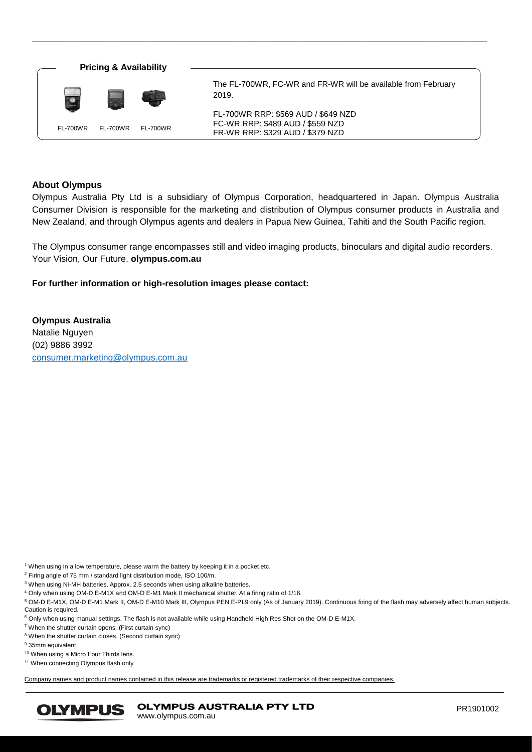**Pricing & Availability**

FL-700WR FL-700WR FL-700WR

The FL-700WR, FC-WR and FR-WR will be available from February 2019.

FL-700WR RRP: $569 AUD / $649 NZD
FC-WR RRP: $489 AUD / $559 NZD
FR-WR RRP: $329 AUD / $379 NZD

**About Olympus**

Olympus Australia Pty Ltd is a subsidiary of Olympus Corporation, headquartered in Japan. Olympus Australia Consumer Division is responsible for the marketing and distribution of Olympus consumer products in Australia and New Zealand, and through Olympus agents and dealers in Papua New Guinea, Tahiti and the South Pacific region.

The Olympus consumer range encompasses still and video imaging products, binoculars and digital audio recorders. Your Vision, Our Future. **olympus.com.au**

**For further information or high-resolution images please contact:**

**Olympus Australia**
Natalie Nguyen
(02) 9886 3992
consumer.marketing@olympus.com.au

[1] When using in a low temperature, please warm the battery by keeping it in a pocket etc.
[2] Firing angle of 75 mm / standard light distribution mode, ISO 100/m.
[3] When using Ni-MH batteries. Approx. 2.5 seconds when using alkaline batteries.
[4] Only when using OM-D E-M1X and OM-D E-M1 Mark II mechanical shutter. At a firing ratio of 1/16.
[5] OM-D E-M1X, OM-D E-M1 Mark II, OM-D E-M10 Mark III, Olympus PEN E-PL9 only (As of January 2019). Continuous firing of the flash may adversely affect human subjects. Caution is required.
[6] Only when using manual settings. The flash is not available while using Handheld High Res Shot on the OM-D E-M1X.
[7] When the shutter curtain opens. (First curtain sync)
[8] When the shutter curtain closes. (Second curtain sync)
[9] 35mm equivalent.
[10] When using a Micro Four Thirds lens.
[11] When connecting Olympus flash only

Company names and product names contained in this release are trademarks or registered trademarks of their respective companies.

OLYMPUS **OLYMPUS AUSTRALIA PTY LTD**
www.olympus.com.au

PR1901002